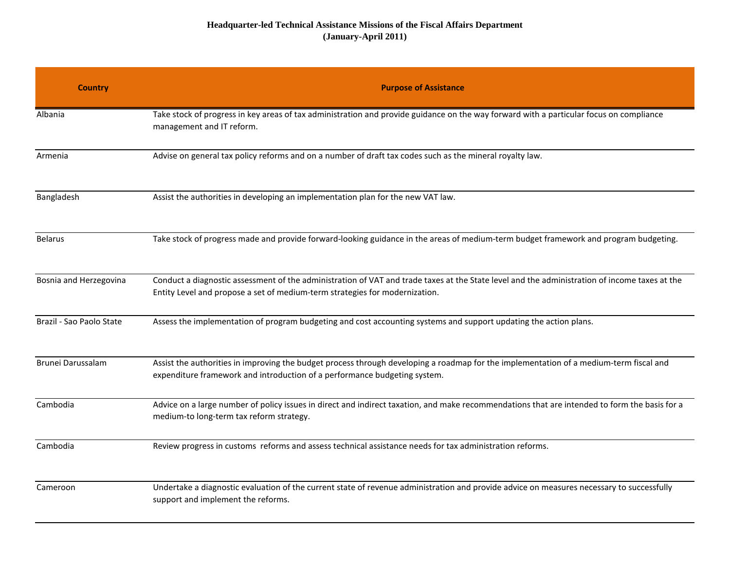# Headquarter-led Technical Assistance Missions of the Fiscal Affairs Department
## (January-April 2011)

| Country | Purpose of Assistance |
|---|---|
| Albania | Take stock of progress in key areas of tax administration and provide guidance on the way forward with a particular focus on compliance management and IT reform. |
| Armenia | Advise on general tax policy reforms and on a number of draft tax codes such as the mineral royalty law. |
| Bangladesh | Assist the authorities in developing an implementation plan for the new VAT law. |
| Belarus | Take stock of progress made and provide forward-looking guidance in the areas of medium-term budget framework and program budgeting. |
| Bosnia and Herzegovina | Conduct a diagnostic assessment of the administration of VAT and trade taxes at the State level and the administration of income taxes at the Entity Level and propose a set of medium-term strategies for modernization. |
| Brazil - Sao Paolo State | Assess the implementation of program budgeting and cost accounting systems and support updating the action plans. |
| Brunei Darussalam | Assist the authorities in improving the budget process through developing a roadmap for the implementation of a medium-term fiscal and expenditure framework and introduction of a performance budgeting system. |
| Cambodia | Advice on a large number of policy issues in direct and indirect taxation, and make recommendations that are intended to form the basis for a medium-to long-term tax reform strategy. |
| Cambodia | Review progress in customs reforms and assess technical assistance needs for tax administration reforms. |
| Cameroon | Undertake a diagnostic evaluation of the current state of revenue administration and provide advice on measures necessary to successfully support and implement the reforms. |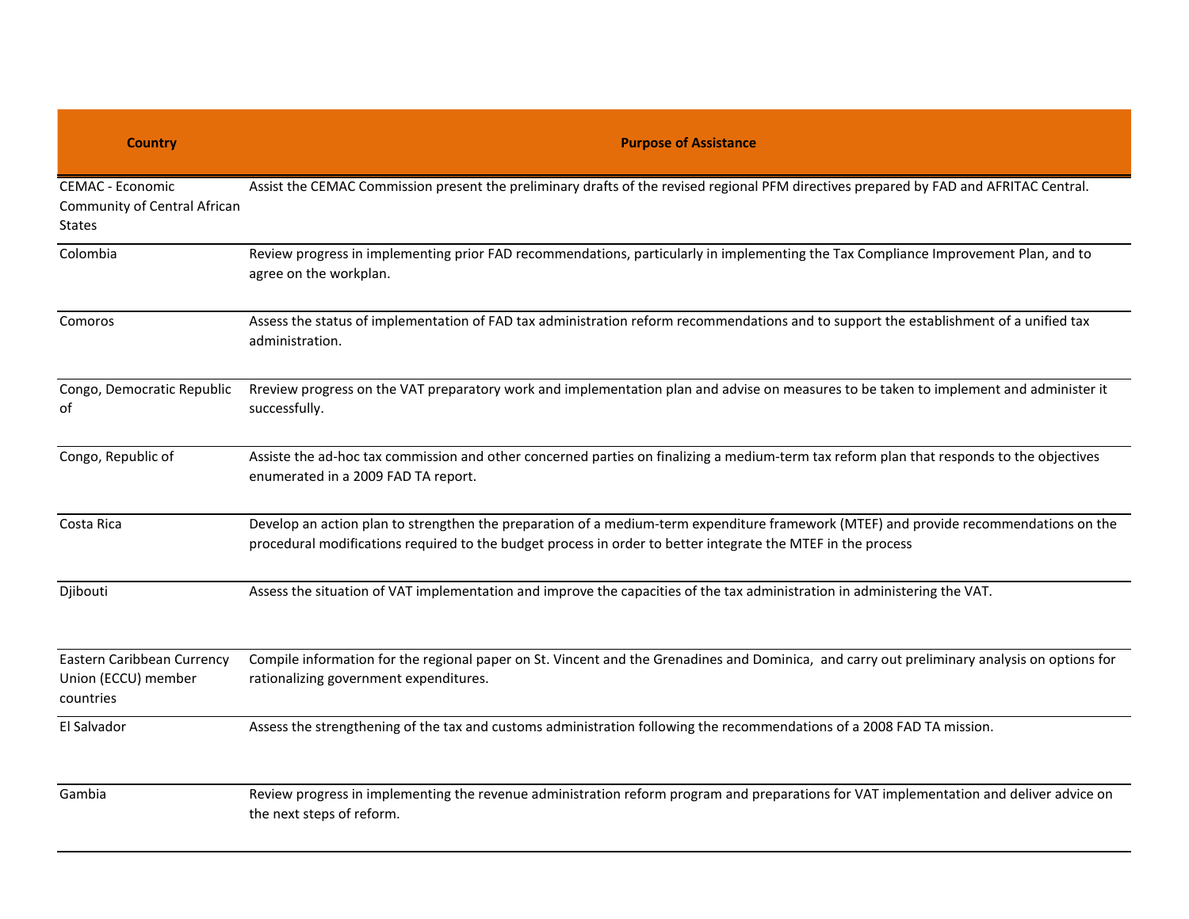| Country | Purpose of Assistance |
| --- | --- |
| CEMAC - Economic Community of Central African States | Assist the CEMAC Commission present the preliminary drafts of the revised regional PFM directives prepared by FAD and AFRITAC Central. |
| Colombia | Review progress in implementing prior FAD recommendations, particularly in implementing the Tax Compliance Improvement Plan, and to agree on the workplan. |
| Comoros | Assess the status of implementation of FAD tax administration reform recommendations and to support the establishment of a unified tax administration. |
| Congo, Democratic Republic of | Rreview progress on the VAT preparatory work and implementation plan and advise on measures to be taken to implement and administer it successfully. |
| Congo, Republic of | Assiste the ad-hoc tax commission and other concerned parties on finalizing a medium-term tax reform plan that responds to the objectives enumerated in a 2009 FAD TA report. |
| Costa Rica | Develop an action plan to strengthen the preparation of a medium-term expenditure framework (MTEF) and provide recommendations on the procedural modifications required to the budget process in order to better integrate the MTEF in the process |
| Djibouti | Assess the situation of VAT implementation and improve the capacities of the tax administration in administering the VAT. |
| Eastern Caribbean Currency Union (ECCU) member countries | Compile information for the regional paper on St. Vincent and the Grenadines and Dominica, and carry out preliminary analysis on options for rationalizing government expenditures. |
| El Salvador | Assess the strengthening of the tax and customs administration following the recommendations of a 2008 FAD TA mission. |
| Gambia | Review progress in implementing the revenue administration reform program and preparations for VAT implementation and deliver advice on the next steps of reform. |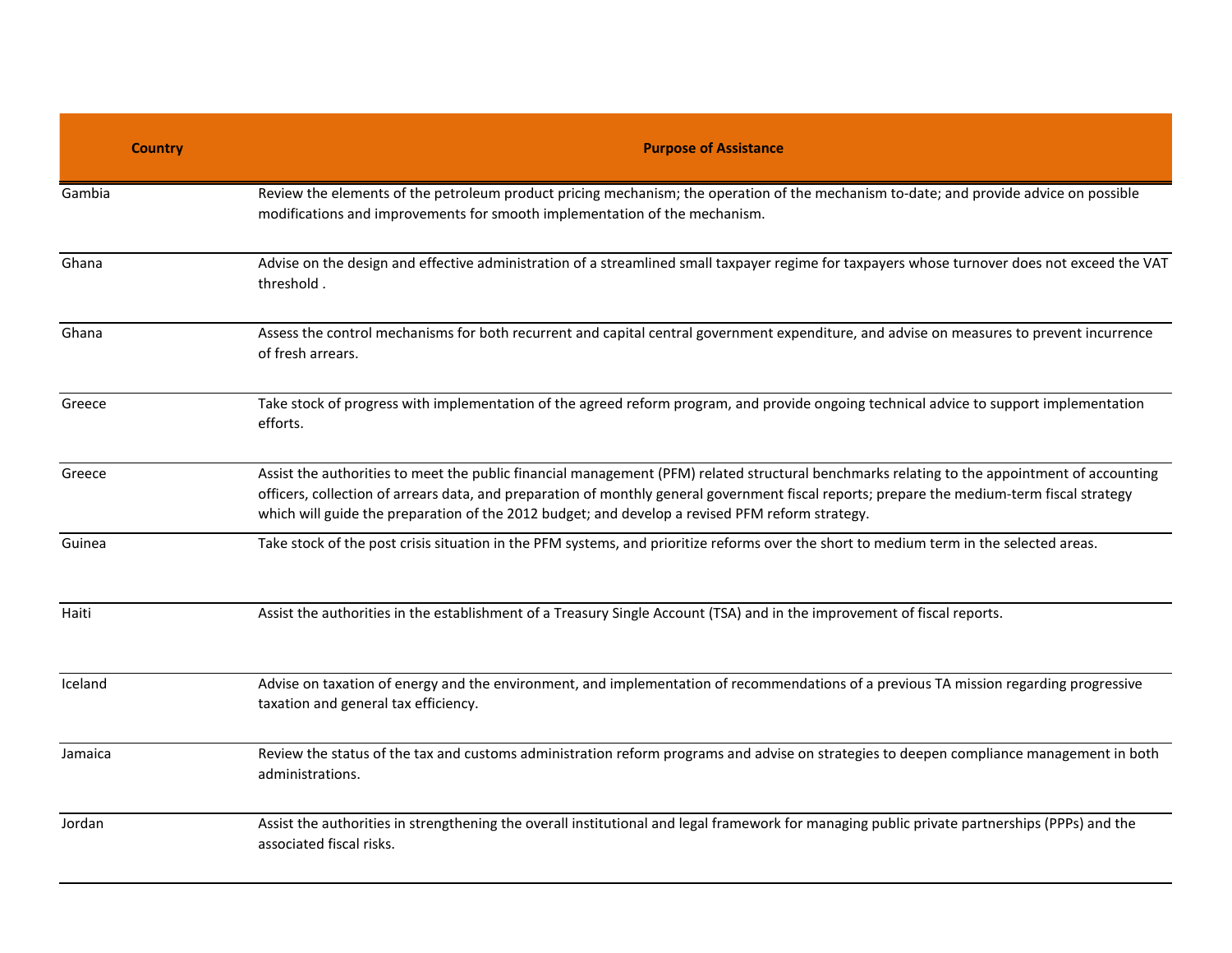| Country | Purpose of Assistance |
| --- | --- |
| Gambia | Review the elements of the petroleum product pricing mechanism; the operation of the mechanism to-date; and provide advice on possible modifications and improvements for smooth implementation of the mechanism. |
| Ghana | Advise on the design and effective administration of a streamlined small taxpayer regime for taxpayers whose turnover does not exceed the VAT threshold . |
| Ghana | Assess the control mechanisms for both recurrent and capital central government expenditure, and advise on measures to prevent incurrence of fresh arrears. |
| Greece | Take stock of progress with implementation of the agreed reform program, and provide ongoing technical advice to support implementation efforts. |
| Greece | Assist the authorities to meet the public financial management (PFM) related structural benchmarks relating to the appointment of accounting officers, collection of arrears data, and preparation of monthly general government fiscal reports; prepare the medium-term fiscal strategy which will guide the preparation of the 2012 budget; and develop a revised PFM reform strategy. |
| Guinea | Take stock of the post crisis situation in the PFM systems, and prioritize reforms over the short to medium term in the selected areas. |
| Haiti | Assist the authorities in the establishment of a Treasury Single Account (TSA) and in the improvement of fiscal reports. |
| Iceland | Advise on taxation of energy and the environment, and implementation of recommendations of a previous TA mission regarding progressive taxation and general tax efficiency. |
| Jamaica | Review the status of the tax and customs administration reform programs and advise on strategies to deepen compliance management in both administrations. |
| Jordan | Assist the authorities in strengthening the overall institutional and legal framework for managing public private partnerships (PPPs) and the associated fiscal risks. |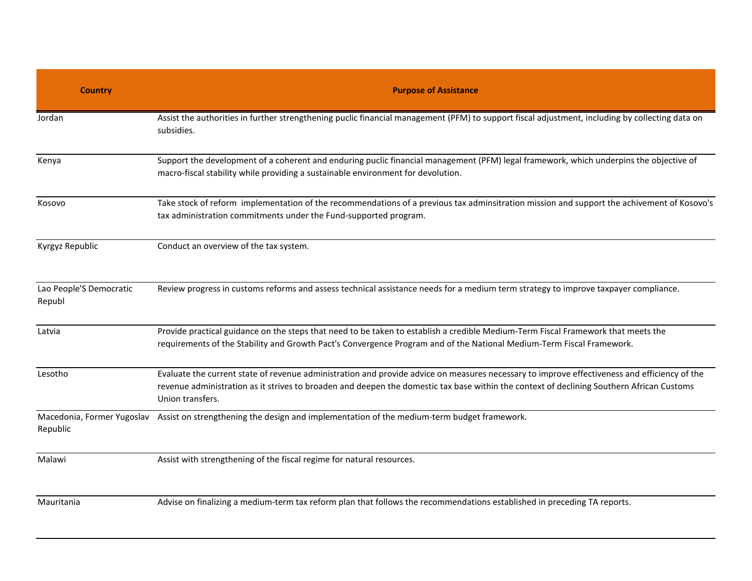| Country | Purpose of Assistance |
|---|---|
| Jordan | Assist the authorities in further strengthening puclic financial management (PFM) to support fiscal adjustment, including by collecting data on subsidies. |
| Kenya | Support the development of a coherent and enduring puclic financial management (PFM) legal framework, which underpins the objective of macro-fiscal stability while providing a sustainable environment for devolution. |
| Kosovo | Take stock of reform implementation of the recommendations of a previous tax adminsitration mission and support the achivement of Kosovo's tax administration commitments under the Fund-supported program. |
| Kyrgyz Republic | Conduct an overview of the tax system. |
| Lao People'S Democratic Republ | Review progress in customs reforms and assess technical assistance needs for a medium term strategy to improve taxpayer compliance. |
| Latvia | Provide practical guidance on the steps that need to be taken to establish a credible Medium-Term Fiscal Framework that meets the requirements of the Stability and Growth Pact's Convergence Program and of the National Medium-Term Fiscal Framework. |
| Lesotho | Evaluate the current state of revenue administration and provide advice on measures necessary to improve effectiveness and efficiency of the revenue administration as it strives to broaden and deepen the domestic tax base within the context of declining Southern African Customs Union transfers. |
| Macedonia, Former Yugoslav Republic | Assist on strengthening the design and implementation of the medium-term budget framework. |
| Malawi | Assist with strengthening of the fiscal regime for natural resources. |
| Mauritania | Advise on finalizing a medium-term tax reform plan that follows the recommendations established in preceding TA reports. |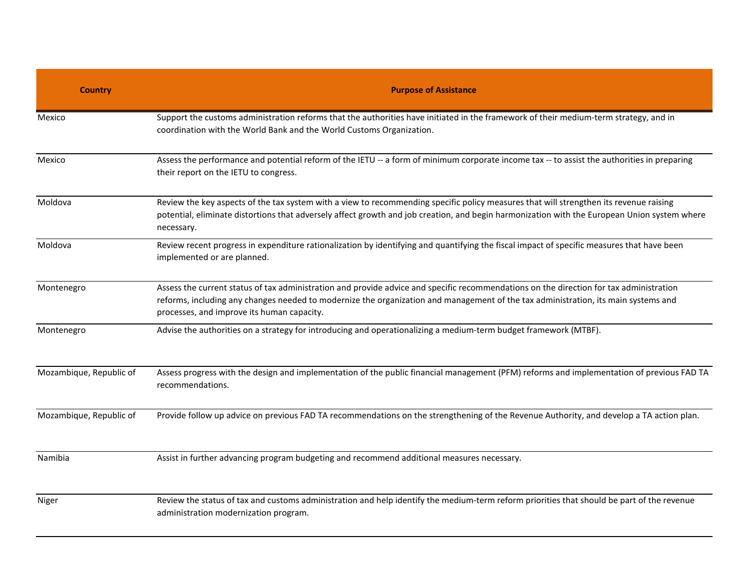| Country | Purpose of Assistance |
| --- | --- |
| Mexico | Support the customs administration reforms that the authorities have initiated in the framework of their medium-term strategy, and in coordination with the World Bank and the World Customs Organization. |
| Mexico | Assess the performance and potential reform of the IETU -- a form of minimum corporate income tax -- to assist the authorities in preparing their report on the IETU to congress. |
| Moldova | Review the key aspects of the tax system with a view to recommending specific policy measures that will strengthen its revenue raising potential, eliminate distortions that adversely affect growth and job creation, and begin harmonization with the European Union system where necessary. |
| Moldova | Review recent progress in expenditure rationalization by identifying and quantifying the fiscal impact of specific measures that have been implemented or are planned. |
| Montenegro | Assess the current status of tax administration and provide advice and specific recommendations on the direction for tax administration reforms, including any changes needed to modernize the organization and management of the tax administration, its main systems and processes, and improve its human capacity. |
| Montenegro | Advise the authorities on a strategy for introducing and operationalizing a medium-term budget framework (MTBF). |
| Mozambique, Republic of | Assess progress with the design and implementation of the public financial management (PFM) reforms and implementation of previous FAD TA recommendations. |
| Mozambique, Republic of | Provide follow up advice on previous FAD TA recommendations on the strengthening of the Revenue Authority, and develop a TA action plan. |
| Namibia | Assist in further advancing program budgeting and recommend additional measures necessary. |
| Niger | Review the status of tax and customs administration and help identify the medium-term reform priorities that should be part of the revenue administration modernization program. |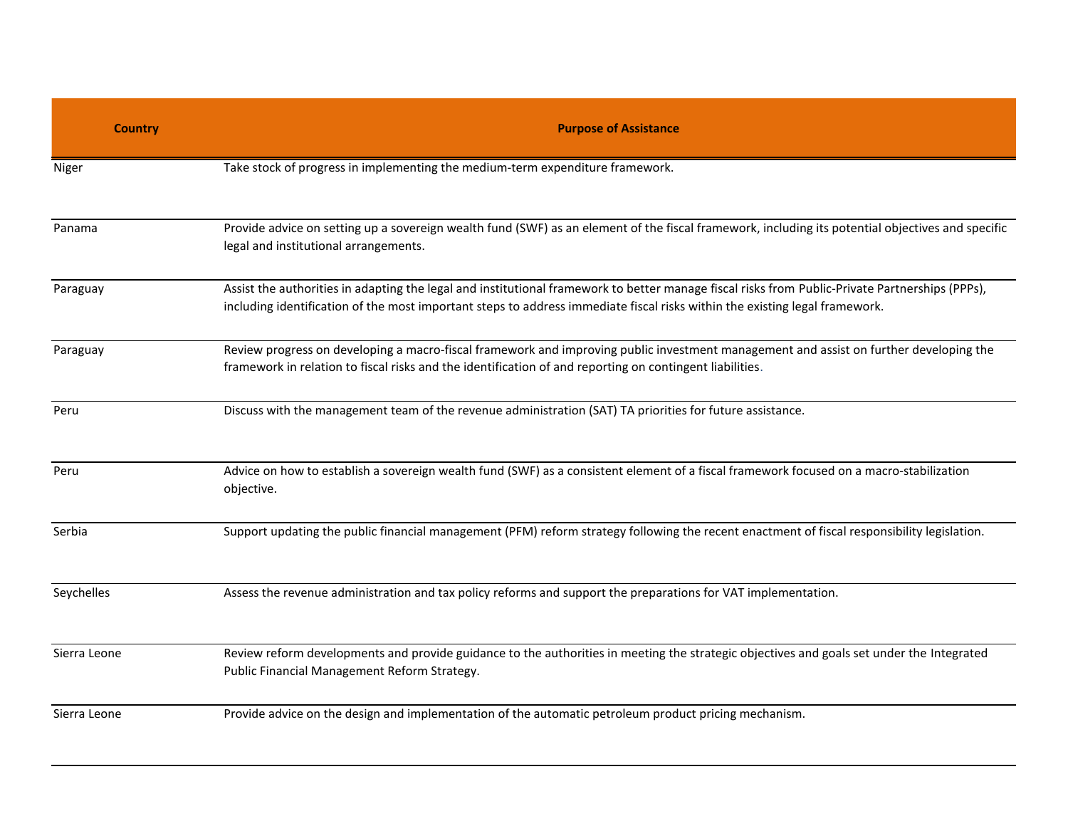| Country | Purpose of Assistance |
|---|---|
| Niger | Take stock of progress in implementing the medium-term expenditure framework. |
| Panama | Provide advice on setting up a sovereign wealth fund (SWF) as an element of the fiscal framework, including its potential objectives and specific legal and institutional arrangements. |
| Paraguay | Assist the authorities in adapting the legal and institutional framework to better manage fiscal risks from Public-Private Partnerships (PPPs), including identification of the most important steps to address immediate fiscal risks within the existing legal framework. |
| Paraguay | Review progress on developing a macro-fiscal framework and improving public investment management and assist on further developing the framework in relation to fiscal risks and the identification of and reporting on contingent liabilities. |
| Peru | Discuss with the management team of the revenue administration (SAT) TA priorities for future assistance. |
| Peru | Advice on how to establish a sovereign wealth fund (SWF) as a consistent element of a fiscal framework focused on a macro-stabilization objective. |
| Serbia | Support updating the public financial management (PFM) reform strategy following the recent enactment of fiscal responsibility legislation. |
| Seychelles | Assess the revenue administration and tax policy reforms and support the preparations for VAT implementation. |
| Sierra Leone | Review reform developments and provide guidance to the authorities in meeting the strategic objectives and goals set under the Integrated Public Financial Management Reform Strategy. |
| Sierra Leone | Provide advice on the design and implementation of the automatic petroleum product pricing mechanism. |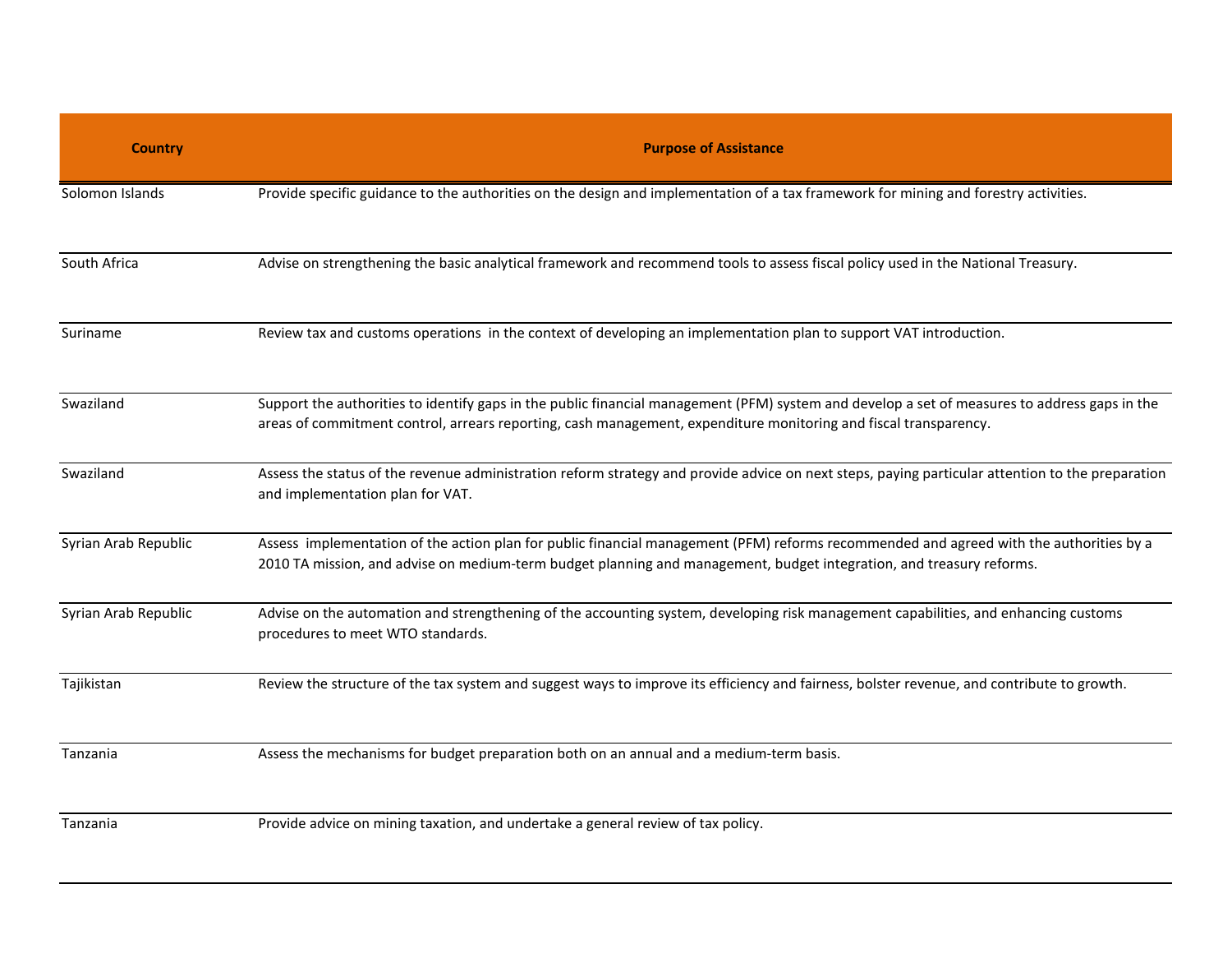| Country | Purpose of Assistance |
| --- | --- |
| Solomon Islands | Provide specific guidance to the authorities on the design and implementation of a tax framework for mining and forestry activities. |
| South Africa | Advise on strengthening the basic analytical framework and recommend tools to assess fiscal policy used in the National Treasury. |
| Suriname | Review tax and customs operations in the context of developing an implementation plan to support VAT introduction. |
| Swaziland | Support the authorities to identify gaps in the public financial management (PFM) system and develop a set of measures to address gaps in the areas of commitment control, arrears reporting, cash management, expenditure monitoring and fiscal transparency. |
| Swaziland | Assess the status of the revenue administration reform strategy and provide advice on next steps, paying particular attention to the preparation and implementation plan for VAT. |
| Syrian Arab Republic | Assess implementation of the action plan for public financial management (PFM) reforms recommended and agreed with the authorities by a 2010 TA mission, and advise on medium-term budget planning and management, budget integration, and treasury reforms. |
| Syrian Arab Republic | Advise on the automation and strengthening of the accounting system, developing risk management capabilities, and enhancing customs procedures to meet WTO standards. |
| Tajikistan | Review the structure of the tax system and suggest ways to improve its efficiency and fairness, bolster revenue, and contribute to growth. |
| Tanzania | Assess the mechanisms for budget preparation both on an annual and a medium-term basis. |
| Tanzania | Provide advice on mining taxation, and undertake a general review of tax policy. |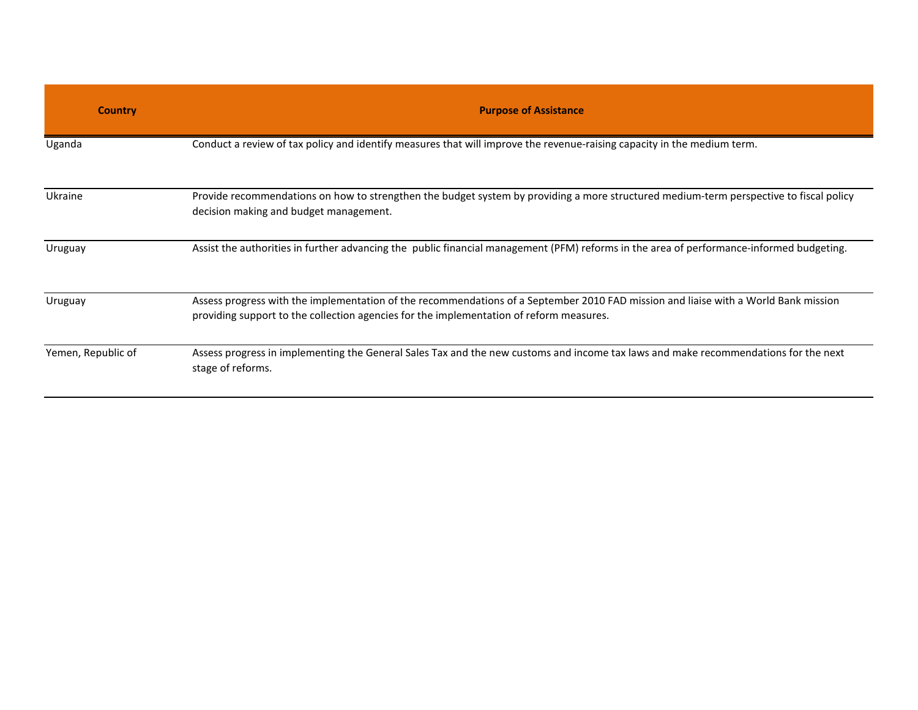| Country | Purpose of Assistance |
| --- | --- |
| Uganda | Conduct a review of tax policy and identify measures that will improve the revenue-raising capacity in the medium term. |
| Ukraine | Provide recommendations on how to strengthen the budget system by providing a more structured medium-term perspective to fiscal policy decision making and budget management. |
| Uruguay | Assist the authorities in further advancing the public financial management (PFM) reforms in the area of performance-informed budgeting. |
| Uruguay | Assess progress with the implementation of the recommendations of a September 2010 FAD mission and liaise with a World Bank mission providing support to the collection agencies for the implementation of reform measures. |
| Yemen, Republic of | Assess progress in implementing the General Sales Tax and the new customs and income tax laws and make recommendations for the next stage of reforms. |